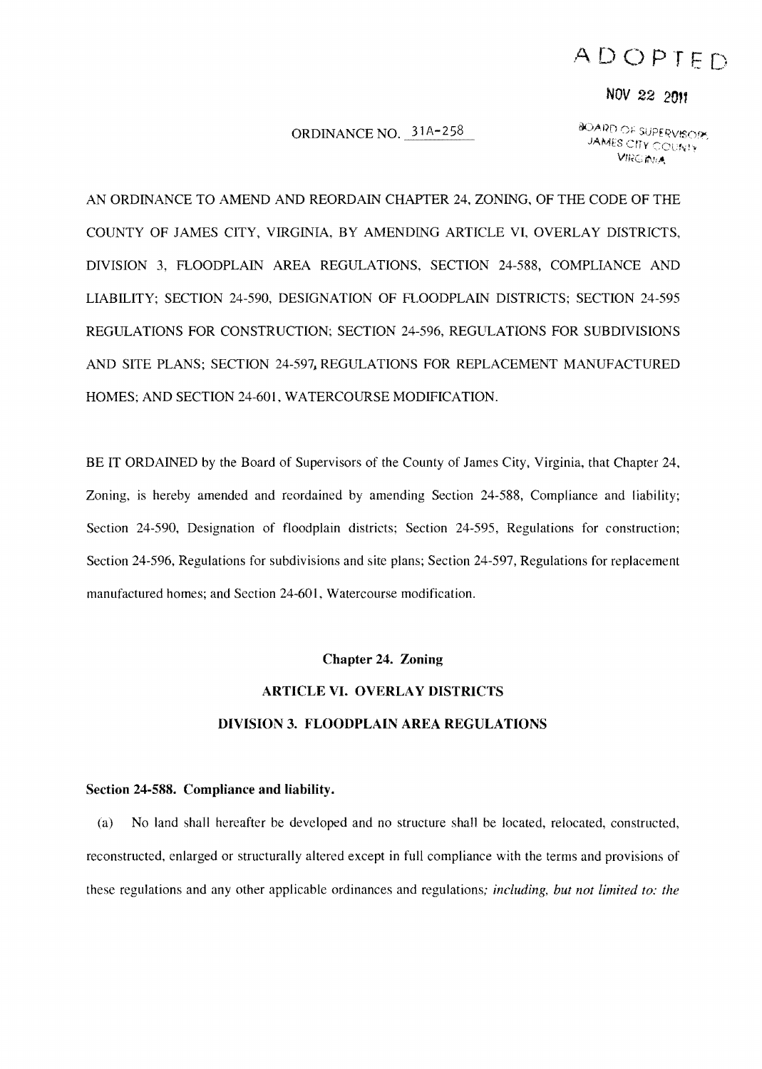ADOPTED

NOV 22 2011

BOARD OF SUPERVISORS
JAMES CITY COUNTY
VIRGINIA

ORDINANCE NO. 31A-258

AN ORDINANCE TO AMEND AND REORDAIN CHAPTER 24, ZONING, OF THE CODE OF THE COUNTY OF JAMES CITY, VIRGINIA, BY AMENDING ARTICLE VI, OVERLAY DISTRICTS, DIVISION 3, FLOODPLAIN AREA REGULATIONS, SECTION 24-588, COMPLIANCE AND LIABILITY; SECTION 24-590, DESIGNATION OF FLOODPLAIN DISTRICTS; SECTION 24-595 REGULATIONS FOR CONSTRUCTION; SECTION 24-596, REGULATIONS FOR SUBDIVISIONS AND SITE PLANS; SECTION 24-597, REGULATIONS FOR REPLACEMENT MANUFACTURED HOMES; AND SECTION 24-601, WATERCOURSE MODIFICATION.

BE IT ORDAINED by the Board of Supervisors of the County of James City, Virginia, that Chapter 24, Zoning, is hereby amended and reordained by amending Section 24-588, Compliance and liability; Section 24-590, Designation of floodplain districts; Section 24-595, Regulations for construction; Section 24-596, Regulations for subdivisions and site plans; Section 24-597, Regulations for replacement manufactured homes; and Section 24-601, Watercourse modification.

## Chapter 24. Zoning

## ARTICLE VI. OVERLAY DISTRICTS

## DIVISION 3. FLOODPLAIN AREA REGULATIONS

### Section 24-588. Compliance and liability.

(a) No land shall hereafter be developed and no structure shall be located, relocated, constructed, reconstructed, enlarged or structurally altered except in full compliance with the terms and provisions of these regulations and any other applicable ordinances and regulations*; including, but not limited to: the*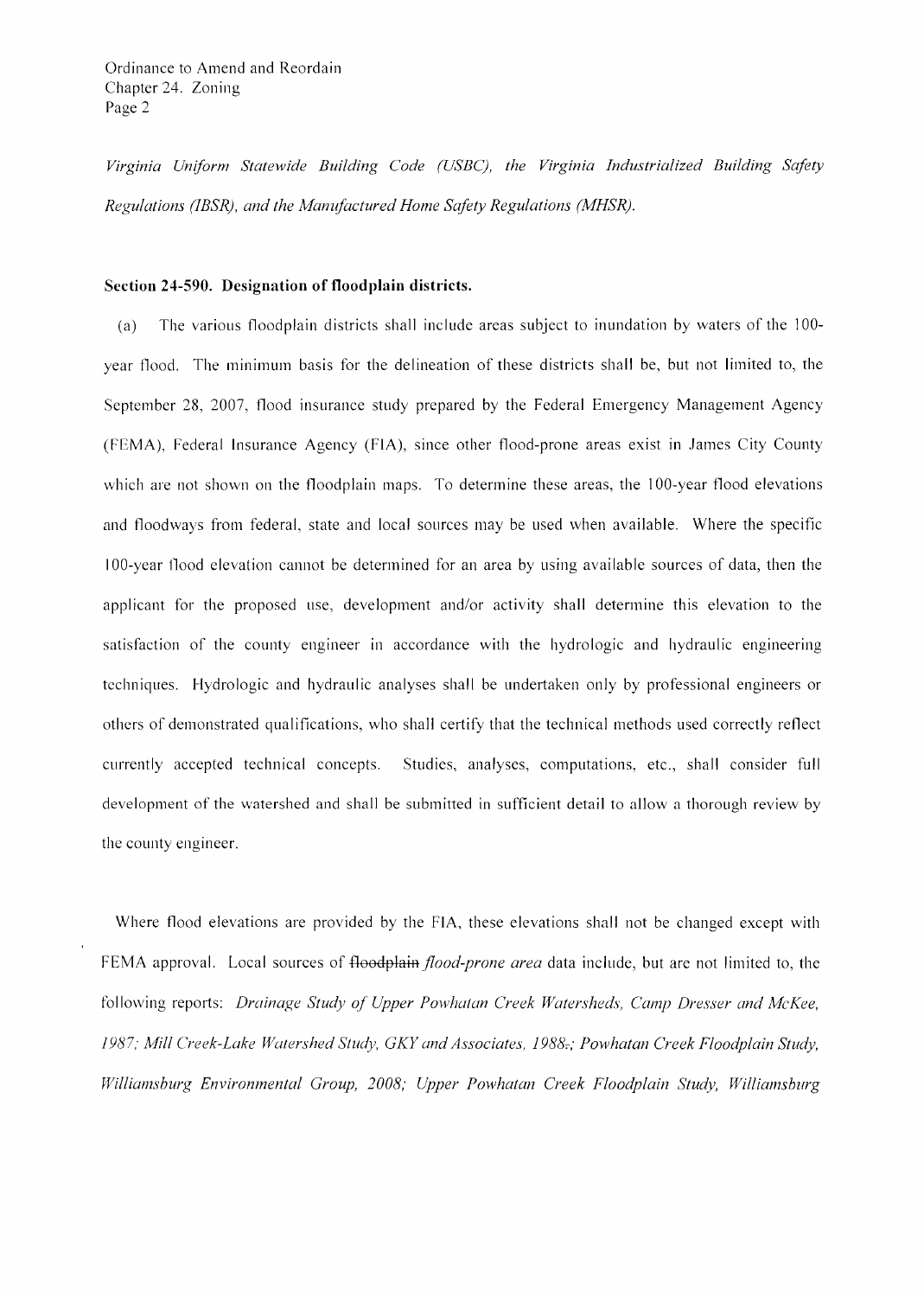*Virginia Uniform Statewide Building Code (USBC), the Virginia Industrialized Building Safety Regulations (IBSR), and the Manufactured Home Safety Regulations (MHSR).*

**Section 24-590. Designation of floodplain districts.**

(a) The various floodplain districts shall include areas subject to inundation by waters of the 100-year flood. The minimum basis for the delineation of these districts shall be, but not limited to, the September 28, 2007, flood insurance study prepared by the Federal Emergency Management Agency (FEMA), Federal Insurance Agency (FIA), since other flood-prone areas exist in James City County which are not shown on the floodplain maps. To determine these areas, the 100-year flood elevations and floodways from federal, state and local sources may be used when available. Where the specific 100-year flood elevation cannot be determined for an area by using available sources of data, then the applicant for the proposed use, development and/or activity shall determine this elevation to the satisfaction of the county engineer in accordance with the hydrologic and hydraulic engineering techniques. Hydrologic and hydraulic analyses shall be undertaken only by professional engineers or others of demonstrated qualifications, who shall certify that the technical methods used correctly reflect currently accepted technical concepts. Studies, analyses, computations, etc., shall consider full development of the watershed and shall be submitted in sufficient detail to allow a thorough review by the county engineer.

Where flood elevations are provided by the FIA, these elevations shall not be changed except with FEMA approval. Local sources of ~~floodplain~~ *flood-prone area* data include, but are not limited to, the following reports: *Drainage Study of Upper Powhatan Creek Watersheds, Camp Dresser and McKee, 1987; Mill Creek-Lake Watershed Study, GKY and Associates, 1988*~~.~~*; Powhatan Creek Floodplain Study, Williamsburg Environmental Group, 2008; Upper Powhatan Creek Floodplain Study, Williamsburg*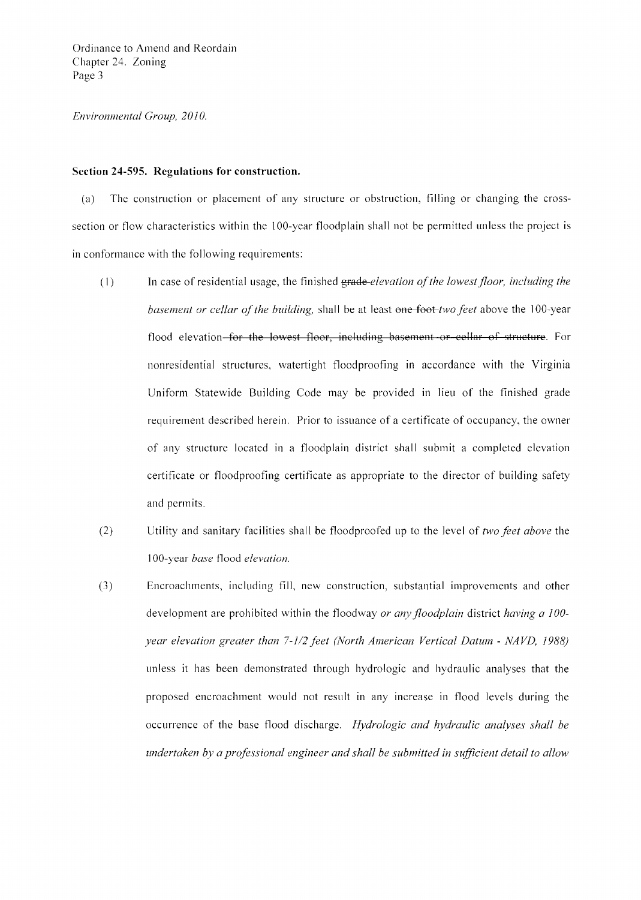*Environmental Group, 2010.*

**Section 24-595. Regulations for construction.**

(a) The construction or placement of any structure or obstruction, filling or changing the cross-section or flow characteristics within the 100-year floodplain shall not be permitted unless the project is in conformance with the following requirements:

(1) In case of residential usage, the finished ~~grade~~ *elevation of the lowest floor, including the basement or cellar of the building,* shall be at least ~~one foot~~ *two feet* above the 100-year flood elevation ~~for the lowest floor, including basement or cellar of structure~~. For nonresidential structures, watertight floodproofing in accordance with the Virginia Uniform Statewide Building Code may be provided in lieu of the finished grade requirement described herein. Prior to issuance of a certificate of occupancy, the owner of any structure located in a floodplain district shall submit a completed elevation certificate or floodproofing certificate as appropriate to the director of building safety and permits.

(2) Utility and sanitary facilities shall be floodproofed up to the level of *two feet above* the 100-year *base* flood *elevation.*

(3) Encroachments, including fill, new construction, substantial improvements and other development are prohibited within the floodway *or any floodplain* district *having a 100-year elevation greater than 7-1/2 feet (North American Vertical Datum - NAVD, 1988)* unless it has been demonstrated through hydrologic and hydraulic analyses that the proposed encroachment would not result in any increase in flood levels during the occurrence of the base flood discharge. *Hydrologic and hydraulic analyses shall be undertaken by a professional engineer and shall be submitted in sufficient detail to allow*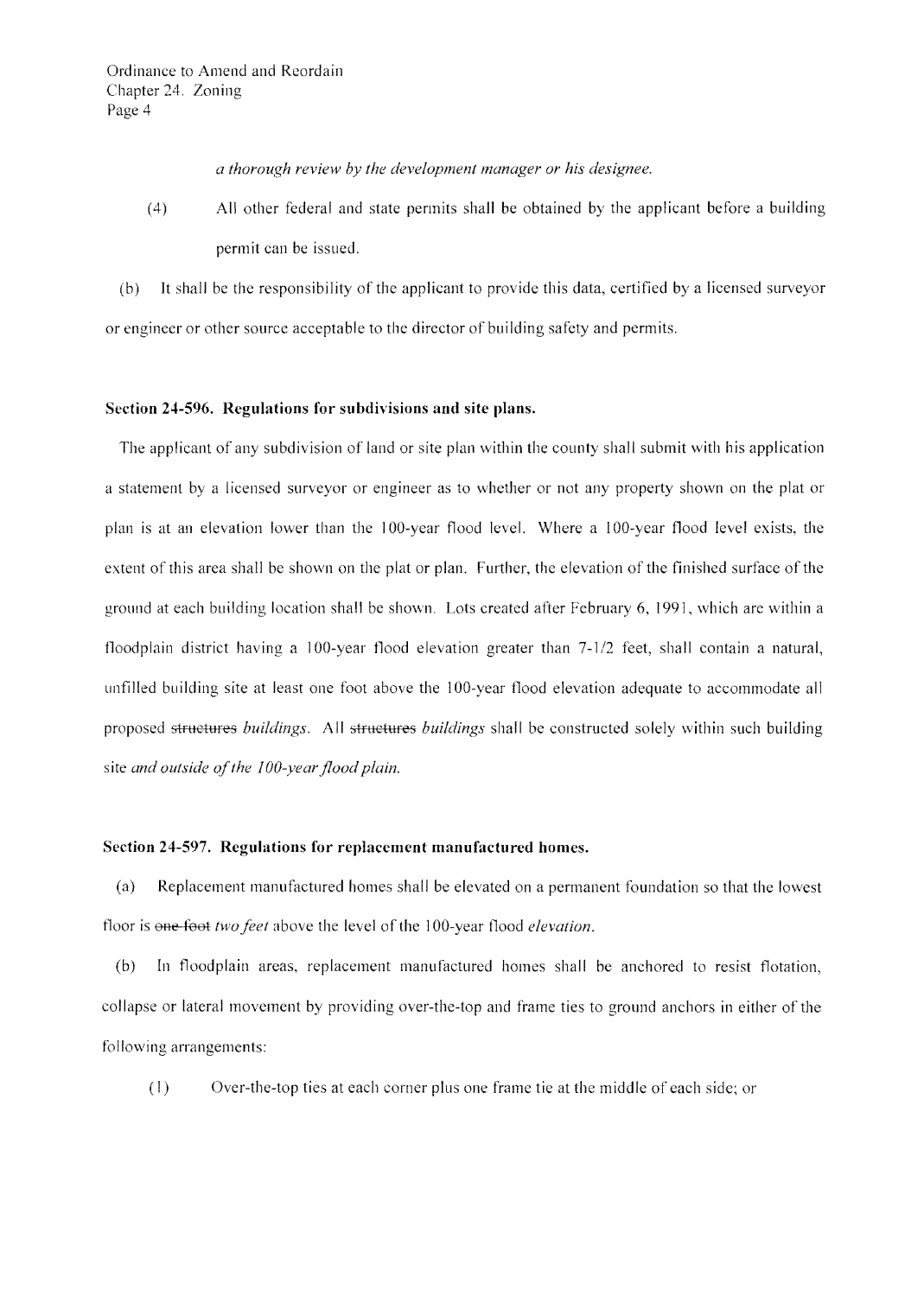*a thorough review by the development manager or his designee.*

(4) All other federal and state permits shall be obtained by the applicant before a building permit can be issued.

(b) It shall be the responsibility of the applicant to provide this data, certified by a licensed surveyor or engineer or other source acceptable to the director of building safety and permits.

**Section 24-596. Regulations for subdivisions and site plans.**

The applicant of any subdivision of land or site plan within the county shall submit with his application a statement by a licensed surveyor or engineer as to whether or not any property shown on the plat or plan is at an elevation lower than the 100-year flood level. Where a 100-year flood level exists, the extent of this area shall be shown on the plat or plan. Further, the elevation of the finished surface of the ground at each building location shall be shown. Lots created after February 6, 1991, which are within a floodplain district having a 100-year flood elevation greater than 7-1/2 feet, shall contain a natural, unfilled building site at least one foot above the 100-year flood elevation adequate to accommodate all proposed ~~structures~~ *buildings*. All ~~structures~~ *buildings* shall be constructed solely within such building site *and outside of the 100-year flood plain.*

**Section 24-597. Regulations for replacement manufactured homes.**

(a) Replacement manufactured homes shall be elevated on a permanent foundation so that the lowest floor is ~~one foot~~ *two feet* above the level of the 100-year flood *elevation*.

(b) In floodplain areas, replacement manufactured homes shall be anchored to resist flotation, collapse or lateral movement by providing over-the-top and frame ties to ground anchors in either of the following arrangements:

(1) Over-the-top ties at each corner plus one frame tie at the middle of each side; or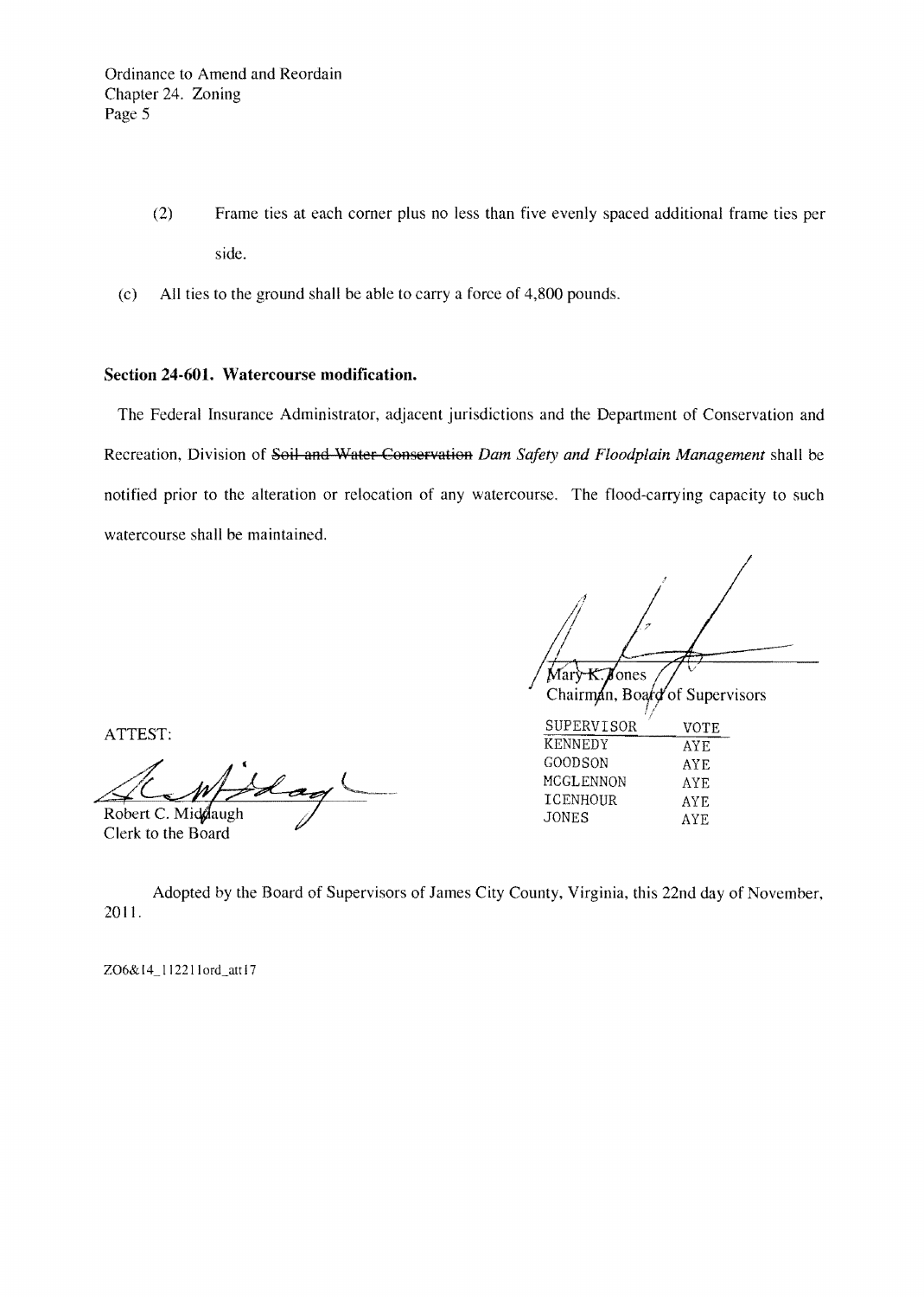(2) Frame ties at each corner plus no less than five evenly spaced additional frame ties per side.

(c) All ties to the ground shall be able to carry a force of 4,800 pounds.

**Section 24-601. Watercourse modification.**

The Federal Insurance Administrator, adjacent jurisdictions and the Department of Conservation and Recreation, Division of ~~Soil and Water Conservation~~ *Dam Safety and Floodplain Management* shall be notified prior to the alteration or relocation of any watercourse. The flood-carrying capacity to such watercourse shall be maintained.

Mary K. Jones
Chairman, Board of Supervisors

| SUPERVISOR | VOTE |
| --- | --- |
| KENNEDY | AYE |
| GOODSON | AYE |
| MCGLENNON | AYE |
| ICENHOUR | AYE |
| JONES | AYE |

ATTEST:

Robert C. Middaugh
Clerk to the Board

Adopted by the Board of Supervisors of James City County, Virginia, this 22nd day of November, 2011.

Z06&14_112211ord_att17